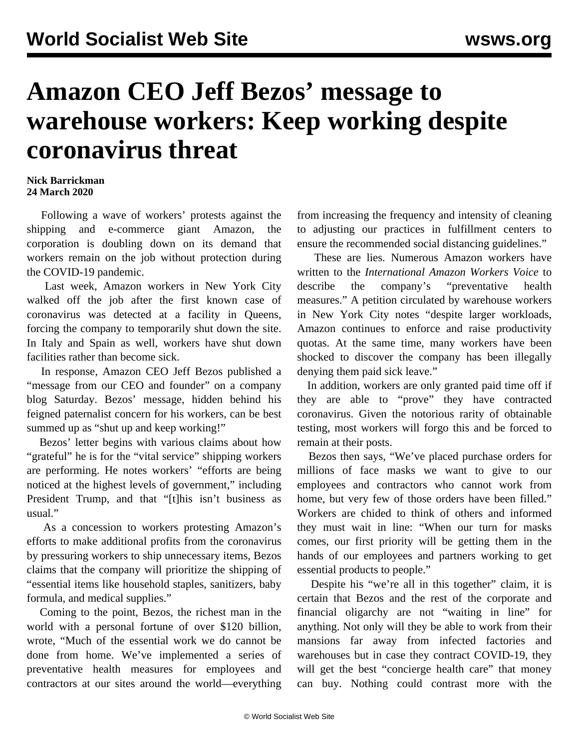// Editorial note: the masthead "World Socialist Web Site wsws.org" is a running header and is omitted.

# Amazon CEO Jeff Bezos' message to warehouse workers: Keep working despite coronavirus threat

**Nick Barrickman**
**24 March 2020**

Following a wave of workers' protests against the shipping and e-commerce giant Amazon, the corporation is doubling down on its demand that workers remain on the job without protection during the COVID-19 pandemic.

Last week, Amazon workers in New York City walked off the job after the first known case of coronavirus was detected at a facility in Queens, forcing the company to temporarily shut down the site. In Italy and Spain as well, workers have shut down facilities rather than become sick.

In response, Amazon CEO Jeff Bezos published a "message from our CEO and founder" on a company blog Saturday. Bezos' message, hidden behind his feigned paternalist concern for his workers, can be best summed up as "shut up and keep working!"

Bezos' letter begins with various claims about how "grateful" he is for the "vital service" shipping workers are performing. He notes workers' "efforts are being noticed at the highest levels of government," including President Trump, and that "[t]his isn't business as usual."

As a concession to workers protesting Amazon's efforts to make additional profits from the coronavirus by pressuring workers to ship unnecessary items, Bezos claims that the company will prioritize the shipping of "essential items like household staples, sanitizers, baby formula, and medical supplies."

Coming to the point, Bezos, the richest man in the world with a personal fortune of over $120 billion, wrote, "Much of the essential work we do cannot be done from home. We've implemented a series of preventative health measures for employees and contractors at our sites around the world—everything from increasing the frequency and intensity of cleaning to adjusting our practices in fulfillment centers to ensure the recommended social distancing guidelines."

These are lies. Numerous Amazon workers have written to the *International Amazon Workers Voice* to describe the company's "preventative health measures." A petition circulated by warehouse workers in New York City notes "despite larger workloads, Amazon continues to enforce and raise productivity quotas. At the same time, many workers have been shocked to discover the company has been illegally denying them paid sick leave."

In addition, workers are only granted paid time off if they are able to "prove" they have contracted coronavirus. Given the notorious rarity of obtainable testing, most workers will forgo this and be forced to remain at their posts.

Bezos then says, "We've placed purchase orders for millions of face masks we want to give to our employees and contractors who cannot work from home, but very few of those orders have been filled." Workers are chided to think of others and informed they must wait in line: "When our turn for masks comes, our first priority will be getting them in the hands of our employees and partners working to get essential products to people."

Despite his "we're all in this together" claim, it is certain that Bezos and the rest of the corporate and financial oligarchy are not "waiting in line" for anything. Not only will they be able to work from their mansions far away from infected factories and warehouses but in case they contract COVID-19, they will get the best "concierge health care" that money can buy. Nothing could contrast more with the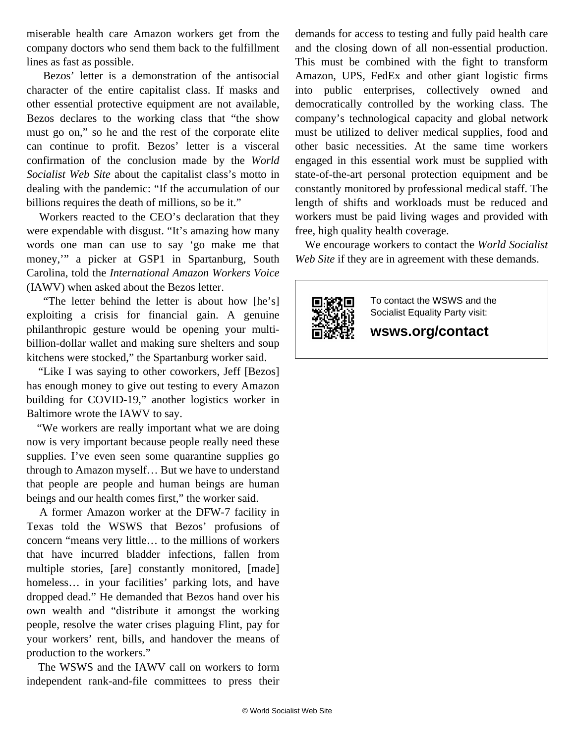miserable health care Amazon workers get from the company doctors who send them back to the fulfillment lines as fast as possible.

Bezos' letter is a demonstration of the antisocial character of the entire capitalist class. If masks and other essential protective equipment are not available, Bezos declares to the working class that "the show must go on," so he and the rest of the corporate elite can continue to profit. Bezos' letter is a visceral confirmation of the conclusion made by the *World Socialist Web Site* about the capitalist class's motto in dealing with the pandemic: "If the accumulation of our billions requires the death of millions, so be it."

Workers reacted to the CEO's declaration that they were expendable with disgust. "It's amazing how many words one man can use to say 'go make me that money,'" a picker at GSP1 in Spartanburg, South Carolina, told the *International Amazon Workers Voice* (IAWV) when asked about the Bezos letter.

"The letter behind the letter is about how [he's] exploiting a crisis for financial gain. A genuine philanthropic gesture would be opening your multi-billion-dollar wallet and making sure shelters and soup kitchens were stocked," the Spartanburg worker said.

"Like I was saying to other coworkers, Jeff [Bezos] has enough money to give out testing to every Amazon building for COVID-19," another logistics worker in Baltimore wrote the IAWV to say.

"We workers are really important what we are doing now is very important because people really need these supplies. I've even seen some quarantine supplies go through to Amazon myself… But we have to understand that people are people and human beings are human beings and our health comes first," the worker said.

A former Amazon worker at the DFW-7 facility in Texas told the WSWS that Bezos' profusions of concern "means very little… to the millions of workers that have incurred bladder infections, fallen from multiple stories, [are] constantly monitored, [made] homeless… in your facilities' parking lots, and have dropped dead." He demanded that Bezos hand over his own wealth and "distribute it amongst the working people, resolve the water crises plaguing Flint, pay for your workers' rent, bills, and handover the means of production to the workers."

The WSWS and the IAWV call on workers to form independent rank-and-file committees to press their demands for access to testing and fully paid health care and the closing down of all non-essential production. This must be combined with the fight to transform Amazon, UPS, FedEx and other giant logistic firms into public enterprises, collectively owned and democratically controlled by the working class. The company's technological capacity and global network must be utilized to deliver medical supplies, food and other basic necessities. At the same time workers engaged in this essential work must be supplied with state-of-the-art personal protection equipment and be constantly monitored by professional medical staff. The length of shifts and workloads must be reduced and workers must be paid living wages and provided with free, high quality health coverage.

We encourage workers to contact the *World Socialist Web Site* if they are in agreement with these demands.

To contact the WSWS and the Socialist Equality Party visit:

**wsws.org/contact**